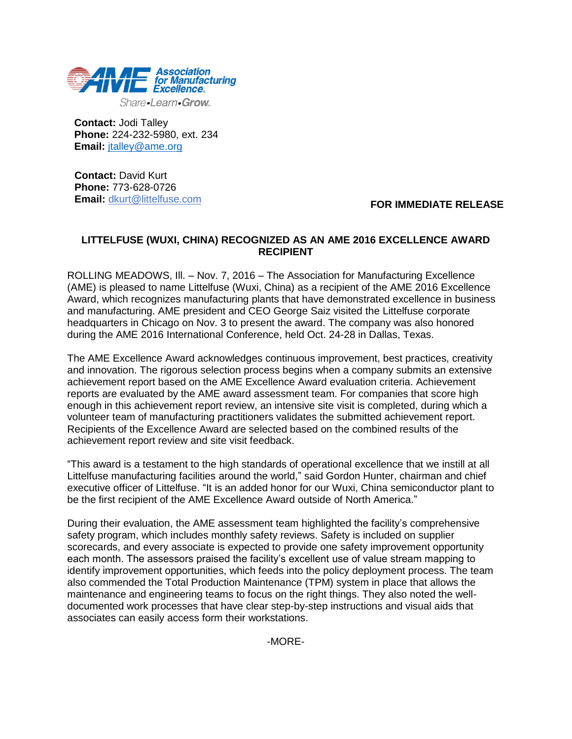Association for Manufacturing Excellence

Share•Learn•Grow

**Contact:** Jodi Talley
**Phone:** 224-232-5980, ext. 234
**Email:** jtalley@ame.org

**Contact:** David Kurt
**Phone:** 773-628-0726
**Email:** dkurt@littelfuse.com

**FOR IMMEDIATE RELEASE**

## LITTELFUSE (WUXI, CHINA) RECOGNIZED AS AN AME 2016 EXCELLENCE AWARD RECIPIENT

ROLLING MEADOWS, Ill. – Nov. 7, 2016 – The Association for Manufacturing Excellence (AME) is pleased to name Littelfuse (Wuxi, China) as a recipient of the AME 2016 Excellence Award, which recognizes manufacturing plants that have demonstrated excellence in business and manufacturing. AME president and CEO George Saiz visited the Littelfuse corporate headquarters in Chicago on Nov. 3 to present the award. The company was also honored during the AME 2016 International Conference, held Oct. 24-28 in Dallas, Texas.

The AME Excellence Award acknowledges continuous improvement, best practices, creativity and innovation. The rigorous selection process begins when a company submits an extensive achievement report based on the AME Excellence Award evaluation criteria. Achievement reports are evaluated by the AME award assessment team. For companies that score high enough in this achievement report review, an intensive site visit is completed, during which a volunteer team of manufacturing practitioners validates the submitted achievement report. Recipients of the Excellence Award are selected based on the combined results of the achievement report review and site visit feedback.

"This award is a testament to the high standards of operational excellence that we instill at all Littelfuse manufacturing facilities around the world," said Gordon Hunter, chairman and chief executive officer of Littelfuse. "It is an added honor for our Wuxi, China semiconductor plant to be the first recipient of the AME Excellence Award outside of North America."

During their evaluation, the AME assessment team highlighted the facility's comprehensive safety program, which includes monthly safety reviews. Safety is included on supplier scorecards, and every associate is expected to provide one safety improvement opportunity each month. The assessors praised the facility's excellent use of value stream mapping to identify improvement opportunities, which feeds into the policy deployment process. The team also commended the Total Production Maintenance (TPM) system in place that allows the maintenance and engineering teams to focus on the right things. They also noted the well-documented work processes that have clear step-by-step instructions and visual aids that associates can easily access form their workstations.

-MORE-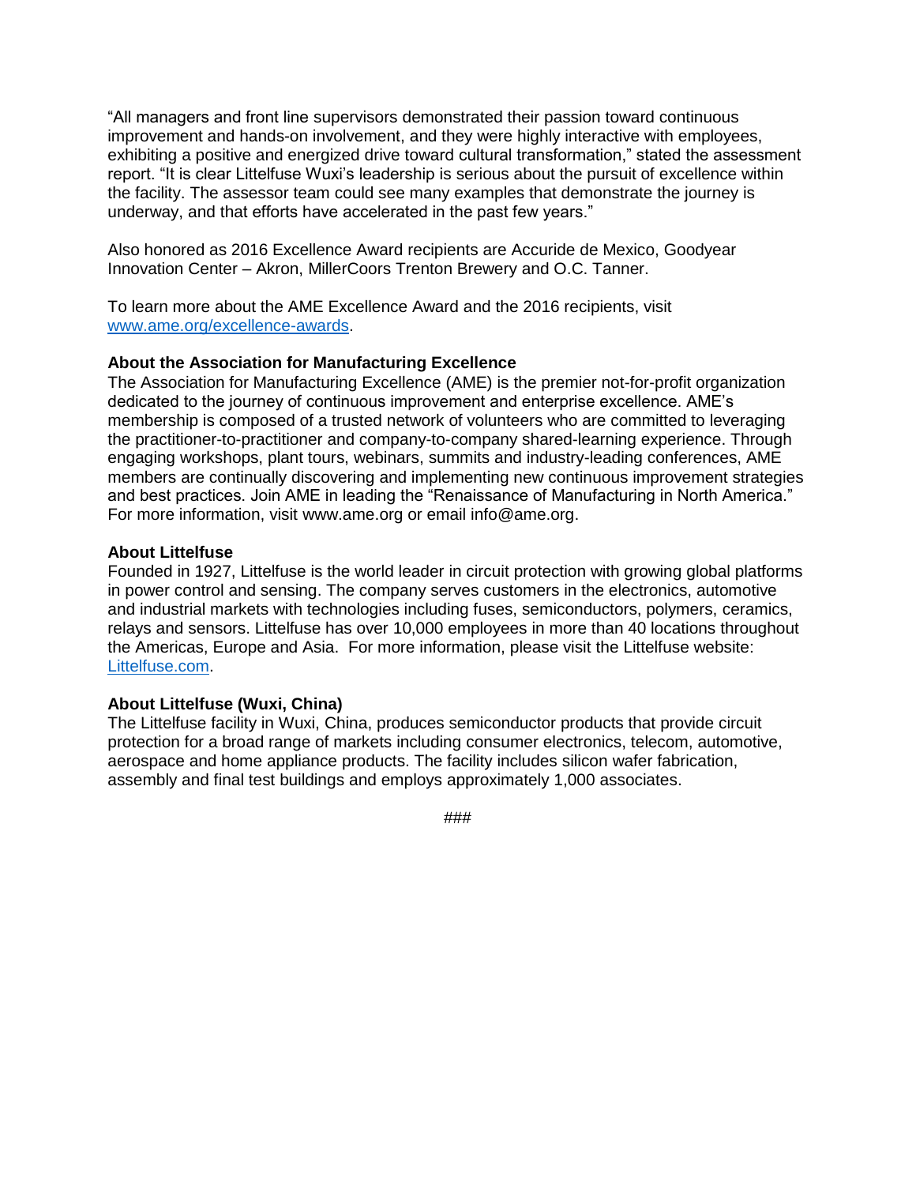"All managers and front line supervisors demonstrated their passion toward continuous improvement and hands-on involvement, and they were highly interactive with employees, exhibiting a positive and energized drive toward cultural transformation," stated the assessment report. "It is clear Littelfuse Wuxi's leadership is serious about the pursuit of excellence within the facility. The assessor team could see many examples that demonstrate the journey is underway, and that efforts have accelerated in the past few years."

Also honored as 2016 Excellence Award recipients are Accuride de Mexico, Goodyear Innovation Center – Akron, MillerCoors Trenton Brewery and O.C. Tanner.

To learn more about the AME Excellence Award and the 2016 recipients, visit [www.ame.org/excellence-awards](http://www.ame.org/excellence-awards).

**About the Association for Manufacturing Excellence**

The Association for Manufacturing Excellence (AME) is the premier not-for-profit organization dedicated to the journey of continuous improvement and enterprise excellence. AME's membership is composed of a trusted network of volunteers who are committed to leveraging the practitioner-to-practitioner and company-to-company shared-learning experience. Through engaging workshops, plant tours, webinars, summits and industry-leading conferences, AME members are continually discovering and implementing new continuous improvement strategies and best practices. Join AME in leading the "Renaissance of Manufacturing in North America." For more information, visit www.ame.org or email info@ame.org.

**About Littelfuse**

Founded in 1927, Littelfuse is the world leader in circuit protection with growing global platforms in power control and sensing. The company serves customers in the electronics, automotive and industrial markets with technologies including fuses, semiconductors, polymers, ceramics, relays and sensors. Littelfuse has over 10,000 employees in more than 40 locations throughout the Americas, Europe and Asia. For more information, please visit the Littelfuse website: [Littelfuse.com](http://Littelfuse.com).

**About Littelfuse (Wuxi, China)**

The Littelfuse facility in Wuxi, China, produces semiconductor products that provide circuit protection for a broad range of markets including consumer electronics, telecom, automotive, aerospace and home appliance products. The facility includes silicon wafer fabrication, assembly and final test buildings and employs approximately 1,000 associates.

###